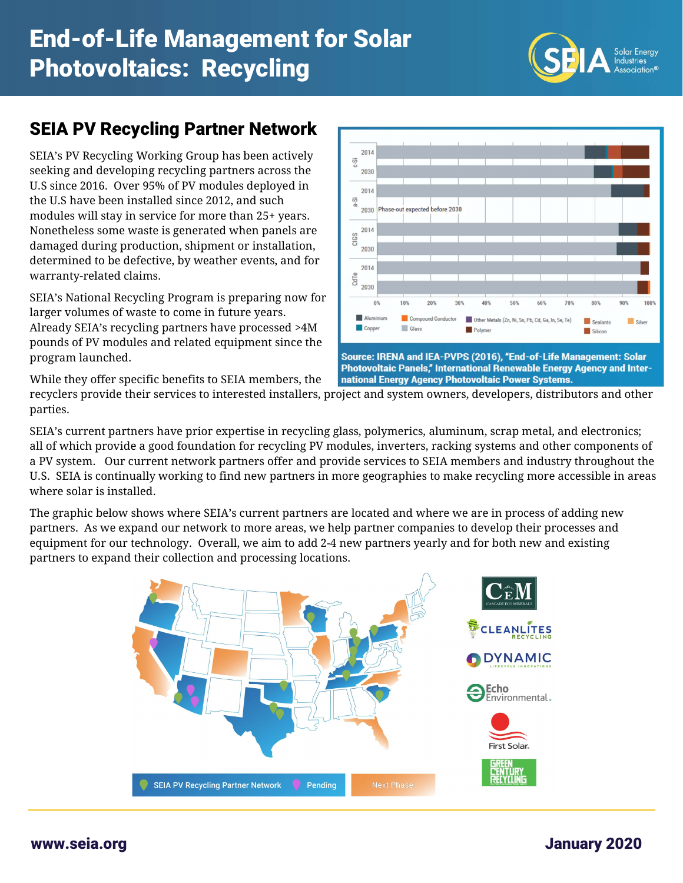# End-of-Life Management for Solar Photovoltaics: Recycling

## SEIA PV Recycling Partner Network

SEIA's PV Recycling Working Group has been actively seeking and developing recycling partners across the U.S since 2016. Over 95% of PV modules deployed in the U.S have been installed since 2012, and such modules will stay in service for more than 25+ years. Nonetheless some waste is generated when panels are damaged during production, shipment or installation, determined to be defective, by weather events, and for warranty-related claims.

SEIA's National Recycling Program is preparing now for larger volumes of waste to come in future years. Already SEIA's recycling partners have processed >4M pounds of PV modules and related equipment since the program launched.

Source: IRENA and IEA-PVPS (2016), "End-of-Life Management: Solar Photovoltaic Panels," International Renewable Energy Agency and International Energy Agency Photovoltaic Power Systems.

While they offer specific benefits to SEIA members, the recyclers provide their services to interested installers, project and system owners, developers, distributors and other parties.

SEIA's current partners have prior expertise in recycling glass, polymerics, aluminum, scrap metal, and electronics; all of which provide a good foundation for recycling PV modules, inverters, racking systems and other components of a PV system. Our current network partners offer and provide services to SEIA members and industry throughout the U.S. SEIA is continually working to find new partners in more geographies to make recycling more accessible in areas where solar is installed.

The graphic below shows where SEIA's current partners are located and where we are in process of adding new partners. As we expand our network to more areas, we help partner companies to develop their processes and equipment for our technology. Overall, we aim to add 2-4 new partners yearly and for both new and existing partners to expand their collection and processing locations.

SEIA PV Recycling Partner Network | Pending | Next Phase

www.seia.org

January 2020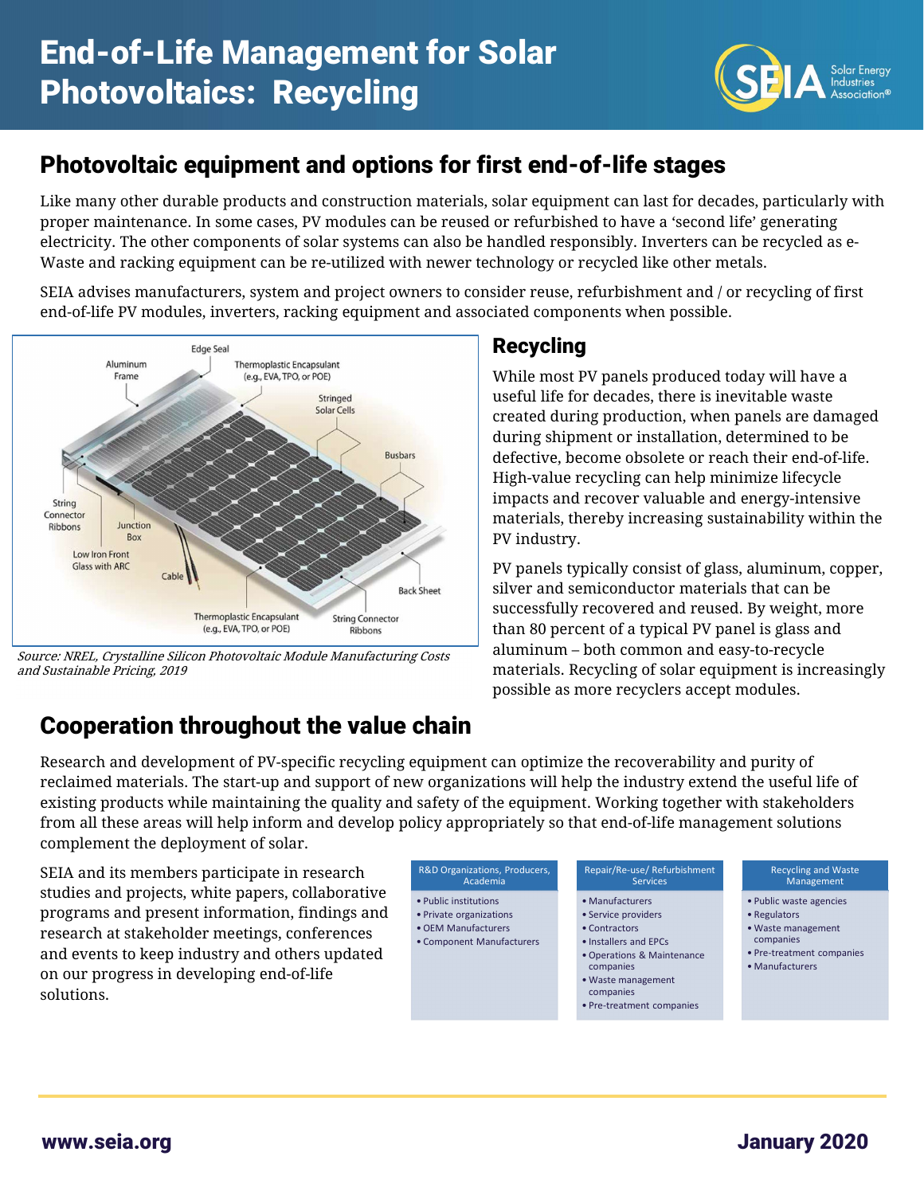# End-of-Life Management for Solar Photovoltaics: Recycling

## Photovoltaic equipment and options for first end-of-life stages

Like many other durable products and construction materials, solar equipment can last for decades, particularly with proper maintenance. In some cases, PV modules can be reused or refurbished to have a 'second life' generating electricity. The other components of solar systems can also be handled responsibly. Inverters can be recycled as e-Waste and racking equipment can be re-utilized with newer technology or recycled like other metals.

SEIA advises manufacturers, system and project owners to consider reuse, refurbishment and / or recycling of first end-of-life PV modules, inverters, racking equipment and associated components when possible.

Edge Seal
Aluminum Frame
Thermoplastic Encapsulant (e.g., EVA, TPO, or POE)
Stringed Solar Cells
Busbars
String Connector Ribbons
Junction Box
Low Iron Front Glass with ARC
Cable
Back Sheet
Thermoplastic Encapsulant (e.g., EVA, TPO, or POE)
String Connector Ribbons

*Source: NREL, Crystalline Silicon Photovoltaic Module Manufacturing Costs and Sustainable Pricing, 2019*

## Recycling

While most PV panels produced today will have a useful life for decades, there is inevitable waste created during production, when panels are damaged during shipment or installation, determined to be defective, become obsolete or reach their end-of-life. High-value recycling can help minimize lifecycle impacts and recover valuable and energy-intensive materials, thereby increasing sustainability within the PV industry.

PV panels typically consist of glass, aluminum, copper, silver and semiconductor materials that can be successfully recovered and reused. By weight, more than 80 percent of a typical PV panel is glass and aluminum – both common and easy-to-recycle materials. Recycling of solar equipment is increasingly possible as more recyclers accept modules.

## Cooperation throughout the value chain

Research and development of PV-specific recycling equipment can optimize the recoverability and purity of reclaimed materials. The start-up and support of new organizations will help the industry extend the useful life of existing products while maintaining the quality and safety of the equipment. Working together with stakeholders from all these areas will help inform and develop policy appropriately so that end-of-life management solutions complement the deployment of solar.

SEIA and its members participate in research studies and projects, white papers, collaborative programs and present information, findings and research at stakeholder meetings, conferences and events to keep industry and others updated on our progress in developing end-of-life solutions.

| R&D Organizations, Producers, Academia | Repair/Re-use/ Refurbishment Services | Recycling and Waste Management |
|---|---|---|
| • Public institutions<br>• Private organizations<br>• OEM Manufacturers<br>• Component Manufacturers | • Manufacturers<br>• Service providers<br>• Contractors<br>• Installers and EPCs<br>• Operations & Maintenance companies<br>• Waste management companies<br>• Pre-treatment companies | • Public waste agencies<br>• Regulators<br>• Waste management companies<br>• Pre-treatment companies<br>• Manufacturers |

www.seia.org

January 2020